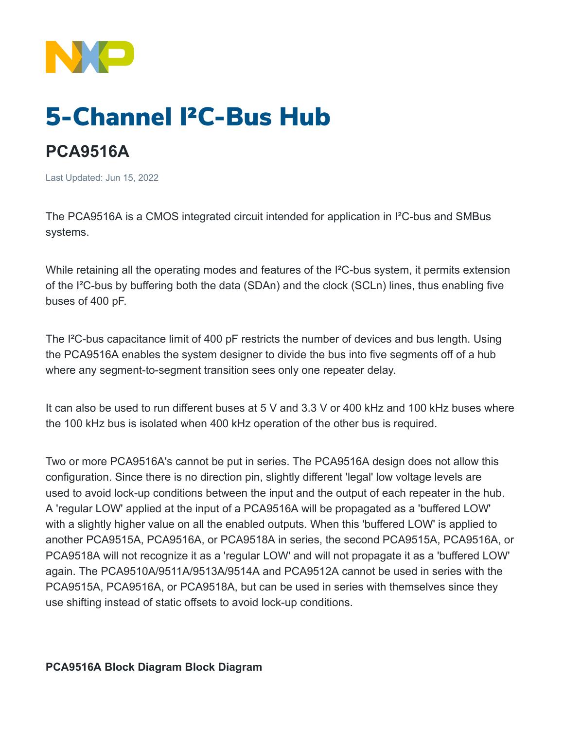# 5-Channel I²C-Bus Hub

## PCA9516A

Last Updated: Jun 15, 2022

The PCA9516A is a CMOS integrated circuit intended for application in I²C-bus and SMBus systems.

While retaining all the operating modes and features of the I²C-bus system, it permits extension of the I²C-bus by buffering both the data (SDAn) and the clock (SCLn) lines, thus enabling five buses of 400 pF.

The I²C-bus capacitance limit of 400 pF restricts the number of devices and bus length. Using the PCA9516A enables the system designer to divide the bus into five segments off of a hub where any segment-to-segment transition sees only one repeater delay.

It can also be used to run different buses at 5 V and 3.3 V or 400 kHz and 100 kHz buses where the 100 kHz bus is isolated when 400 kHz operation of the other bus is required.

Two or more PCA9516A's cannot be put in series. The PCA9516A design does not allow this configuration. Since there is no direction pin, slightly different 'legal' low voltage levels are used to avoid lock-up conditions between the input and the output of each repeater in the hub. A 'regular LOW' applied at the input of a PCA9516A will be propagated as a 'buffered LOW' with a slightly higher value on all the enabled outputs. When this 'buffered LOW' is applied to another PCA9515A, PCA9516A, or PCA9518A in series, the second PCA9515A, PCA9516A, or PCA9518A will not recognize it as a 'regular LOW' and will not propagate it as a 'buffered LOW' again. The PCA9510A/9511A/9513A/9514A and PCA9512A cannot be used in series with the PCA9515A, PCA9516A, or PCA9518A, but can be used in series with themselves since they use shifting instead of static offsets to avoid lock-up conditions.

**PCA9516A Block Diagram Block Diagram**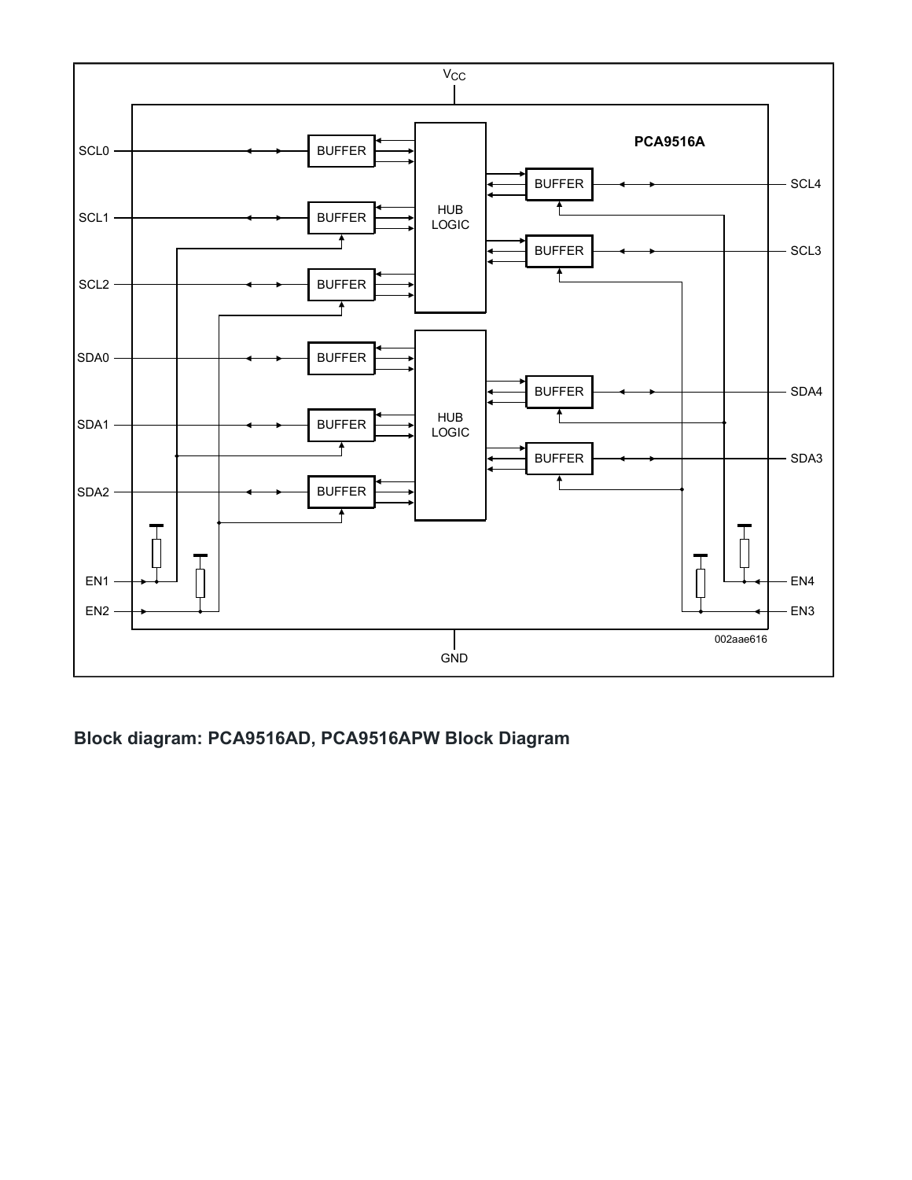**Block diagram: PCA9516AD, PCA9516APW Block Diagram**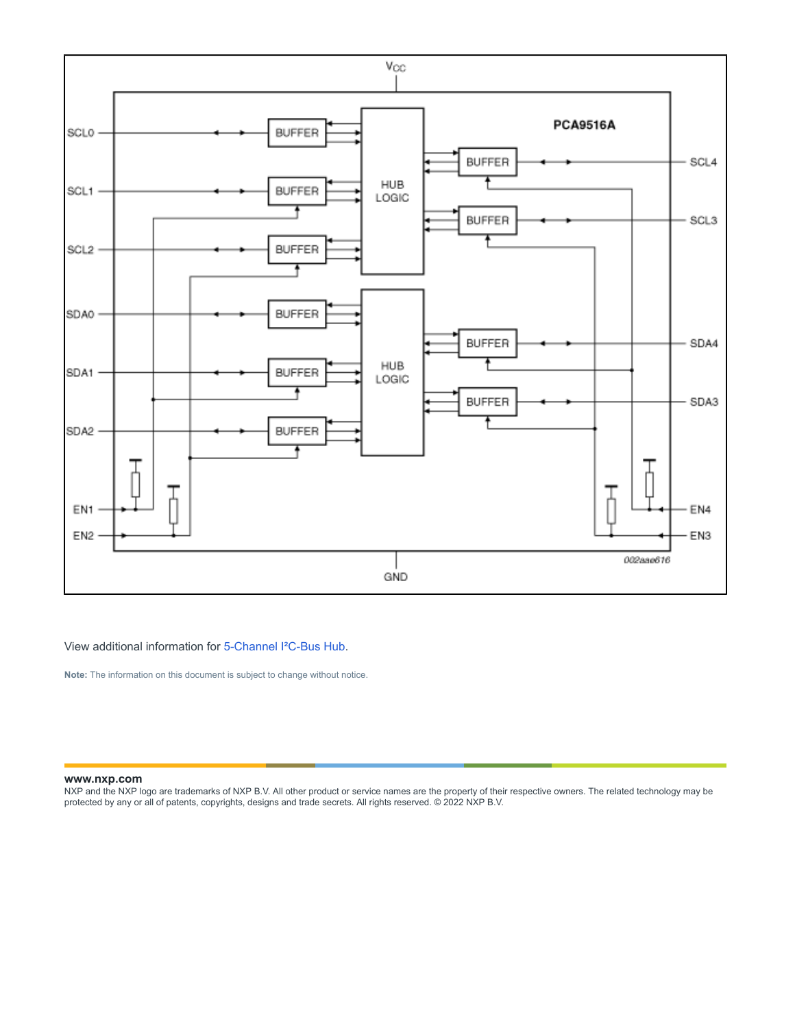V_CC

PCA9516A

SCL0
SCL1
SCL2
SDA0
SDA1
SDA2
EN1
EN2

BUFFER
HUB LOGIC

SCL4
SCL3
SDA4
SDA3
EN4
EN3

GND

002aae616

View additional information for 5-Channel I²C-Bus Hub.

**Note:** The information on this document is subject to change without notice.

**www.nxp.com**

NXP and the NXP logo are trademarks of NXP B.V. All other product or service names are the property of their respective owners. The related technology may be protected by any or all of patents, copyrights, designs and trade secrets. All rights reserved. © 2022 NXP B.V.